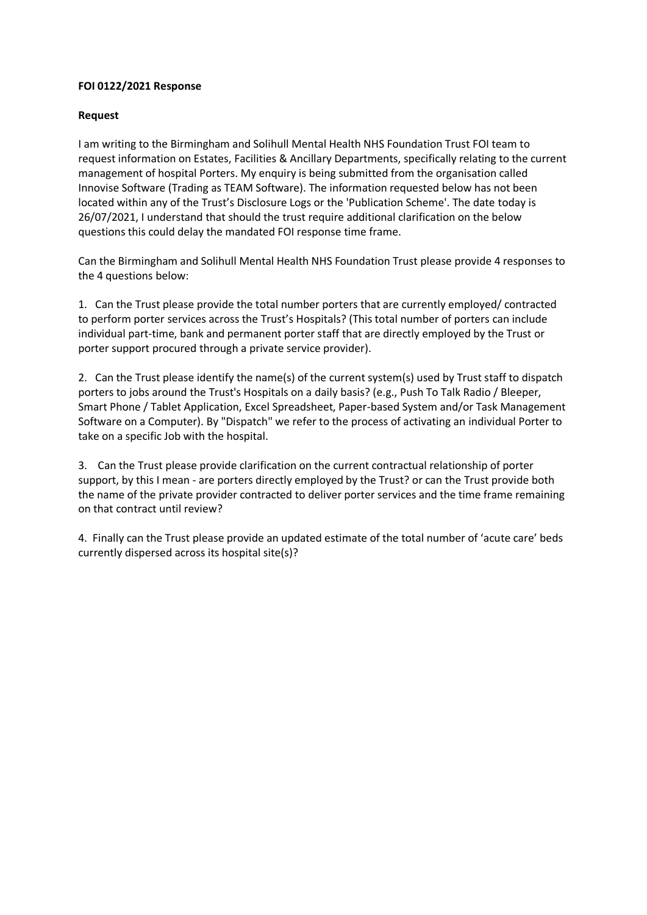**FOI 0122/2021 Response**

**Request**

I am writing to the Birmingham and Solihull Mental Health NHS Foundation Trust FOI team to request information on Estates, Facilities & Ancillary Departments, specifically relating to the current management of hospital Porters. My enquiry is being submitted from the organisation called Innovise Software (Trading as TEAM Software). The information requested below has not been located within any of the Trust's Disclosure Logs or the 'Publication Scheme'. The date today is 26/07/2021, I understand that should the trust require additional clarification on the below questions this could delay the mandated FOI response time frame.

Can the Birmingham and Solihull Mental Health NHS Foundation Trust please provide 4 responses to the 4 questions below:

1. Can the Trust please provide the total number porters that are currently employed/ contracted to perform porter services across the Trust's Hospitals? (This total number of porters can include individual part-time, bank and permanent porter staff that are directly employed by the Trust or porter support procured through a private service provider).

2. Can the Trust please identify the name(s) of the current system(s) used by Trust staff to dispatch porters to jobs around the Trust's Hospitals on a daily basis? (e.g., Push To Talk Radio / Bleeper, Smart Phone / Tablet Application, Excel Spreadsheet, Paper-based System and/or Task Management Software on a Computer). By "Dispatch" we refer to the process of activating an individual Porter to take on a specific Job with the hospital.

3. Can the Trust please provide clarification on the current contractual relationship of porter support, by this I mean - are porters directly employed by the Trust? or can the Trust provide both the name of the private provider contracted to deliver porter services and the time frame remaining on that contract until review?

4. Finally can the Trust please provide an updated estimate of the total number of 'acute care' beds currently dispersed across its hospital site(s)?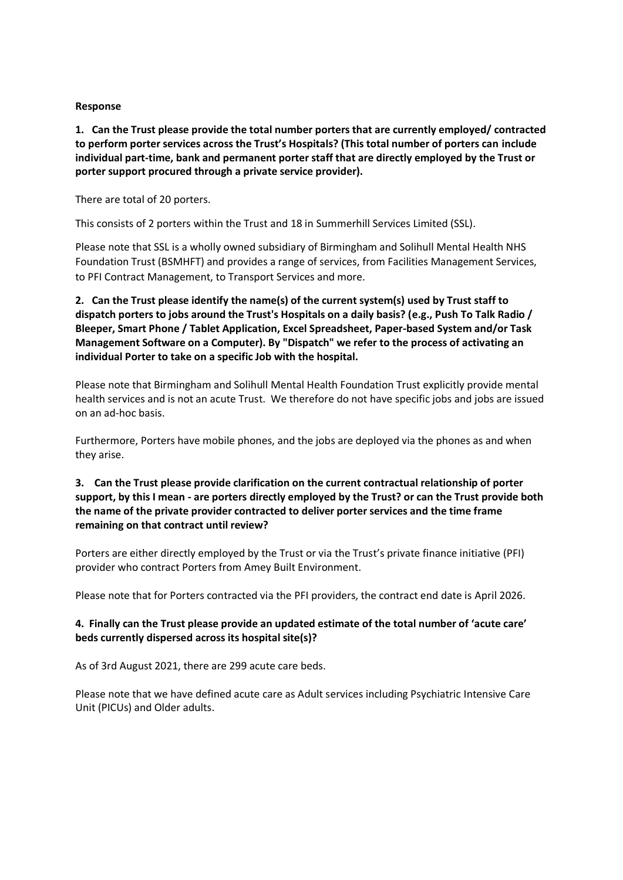**Response**

**1. Can the Trust please provide the total number porters that are currently employed/ contracted to perform porter services across the Trust's Hospitals? (This total number of porters can include individual part-time, bank and permanent porter staff that are directly employed by the Trust or porter support procured through a private service provider).**

There are total of 20 porters.

This consists of 2 porters within the Trust and 18 in Summerhill Services Limited (SSL).

Please note that SSL is a wholly owned subsidiary of Birmingham and Solihull Mental Health NHS Foundation Trust (BSMHFT) and provides a range of services, from Facilities Management Services, to PFI Contract Management, to Transport Services and more.

**2. Can the Trust please identify the name(s) of the current system(s) used by Trust staff to dispatch porters to jobs around the Trust's Hospitals on a daily basis? (e.g., Push To Talk Radio / Bleeper, Smart Phone / Tablet Application, Excel Spreadsheet, Paper-based System and/or Task Management Software on a Computer). By "Dispatch" we refer to the process of activating an individual Porter to take on a specific Job with the hospital.**

Please note that Birmingham and Solihull Mental Health Foundation Trust explicitly provide mental health services and is not an acute Trust. We therefore do not have specific jobs and jobs are issued on an ad-hoc basis.

Furthermore, Porters have mobile phones, and the jobs are deployed via the phones as and when they arise.

**3. Can the Trust please provide clarification on the current contractual relationship of porter support, by this I mean - are porters directly employed by the Trust? or can the Trust provide both the name of the private provider contracted to deliver porter services and the time frame remaining on that contract until review?**

Porters are either directly employed by the Trust or via the Trust's private finance initiative (PFI) provider who contract Porters from Amey Built Environment.

Please note that for Porters contracted via the PFI providers, the contract end date is April 2026.

**4. Finally can the Trust please provide an updated estimate of the total number of 'acute care' beds currently dispersed across its hospital site(s)?**

As of 3rd August 2021, there are 299 acute care beds.

Please note that we have defined acute care as Adult services including Psychiatric Intensive Care Unit (PICUs) and Older adults.